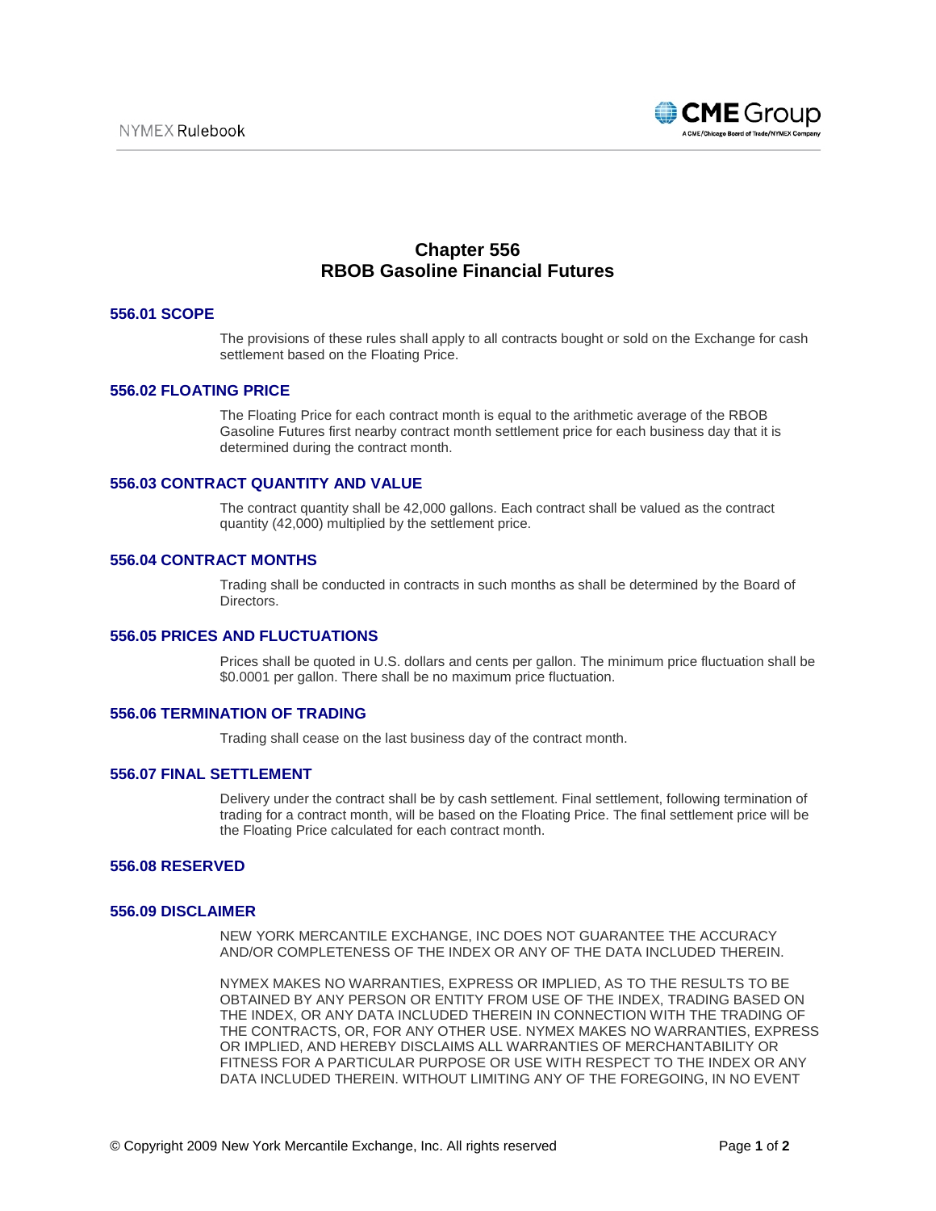# Chapter 556
# RBOB Gasoline Financial Futures

## 556.01 SCOPE

The provisions of these rules shall apply to all contracts bought or sold on the Exchange for cash settlement based on the Floating Price.

## 556.02 FLOATING PRICE

The Floating Price for each contract month is equal to the arithmetic average of the RBOB Gasoline Futures first nearby contract month settlement price for each business day that it is determined during the contract month.

## 556.03 CONTRACT QUANTITY AND VALUE

The contract quantity shall be 42,000 gallons. Each contract shall be valued as the contract quantity (42,000) multiplied by the settlement price.

## 556.04 CONTRACT MONTHS

Trading shall be conducted in contracts in such months as shall be determined by the Board of Directors.

## 556.05 PRICES AND FLUCTUATIONS

Prices shall be quoted in U.S. dollars and cents per gallon. The minimum price fluctuation shall be $0.0001 per gallon. There shall be no maximum price fluctuation.

## 556.06 TERMINATION OF TRADING

Trading shall cease on the last business day of the contract month.

## 556.07 FINAL SETTLEMENT

Delivery under the contract shall be by cash settlement. Final settlement, following termination of trading for a contract month, will be based on the Floating Price. The final settlement price will be the Floating Price calculated for each contract month.

## 556.08 RESERVED

## 556.09 DISCLAIMER

NEW YORK MERCANTILE EXCHANGE, INC DOES NOT GUARANTEE THE ACCURACY AND/OR COMPLETENESS OF THE INDEX OR ANY OF THE DATA INCLUDED THEREIN.

NYMEX MAKES NO WARRANTIES, EXPRESS OR IMPLIED, AS TO THE RESULTS TO BE OBTAINED BY ANY PERSON OR ENTITY FROM USE OF THE INDEX, TRADING BASED ON THE INDEX, OR ANY DATA INCLUDED THEREIN IN CONNECTION WITH THE TRADING OF THE CONTRACTS, OR, FOR ANY OTHER USE. NYMEX MAKES NO WARRANTIES, EXPRESS OR IMPLIED, AND HEREBY DISCLAIMS ALL WARRANTIES OF MERCHANTABILITY OR FITNESS FOR A PARTICULAR PURPOSE OR USE WITH RESPECT TO THE INDEX OR ANY DATA INCLUDED THEREIN. WITHOUT LIMITING ANY OF THE FOREGOING, IN NO EVENT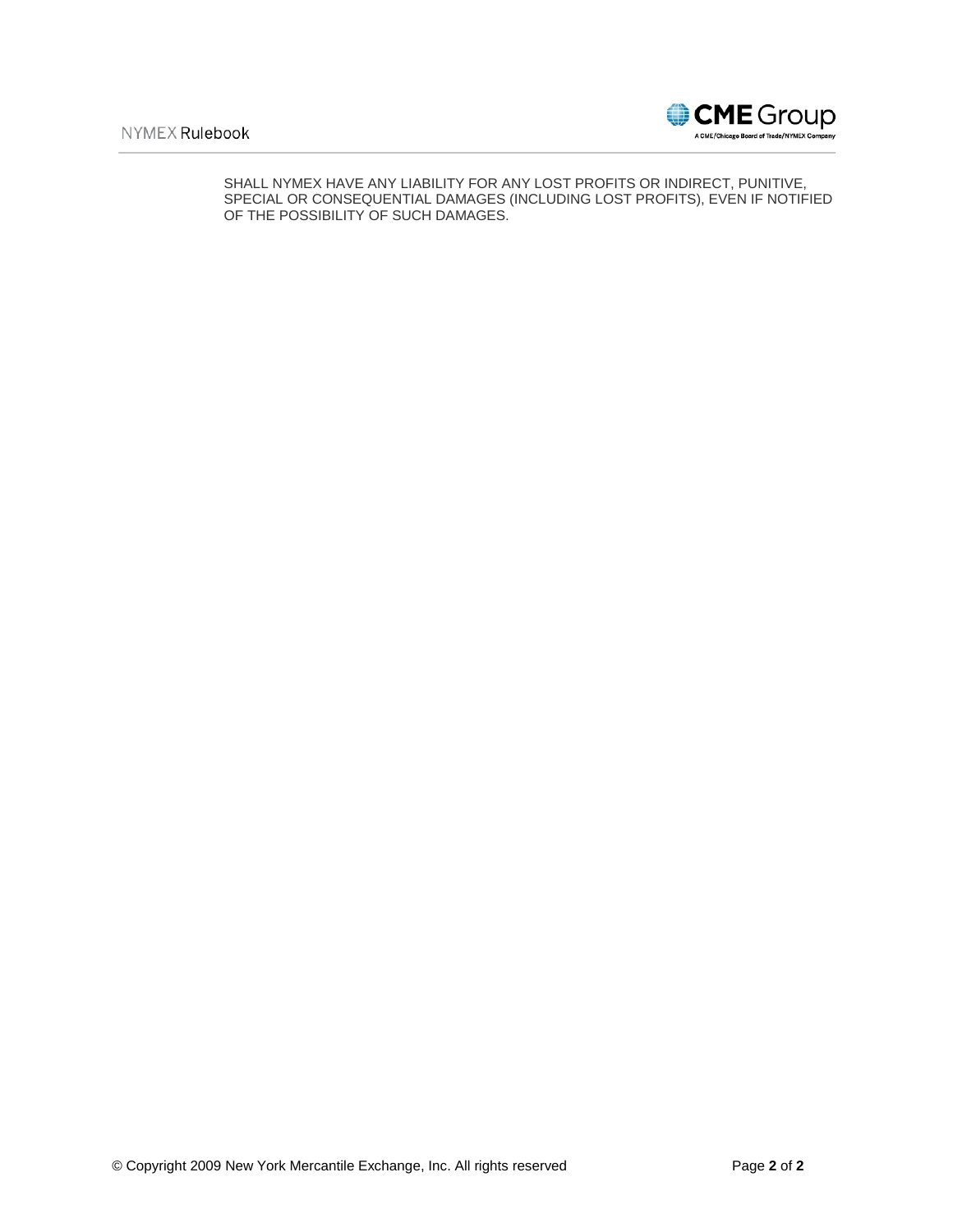SHALL NYMEX HAVE ANY LIABILITY FOR ANY LOST PROFITS OR INDIRECT, PUNITIVE, SPECIAL OR CONSEQUENTIAL DAMAGES (INCLUDING LOST PROFITS), EVEN IF NOTIFIED OF THE POSSIBILITY OF SUCH DAMAGES.